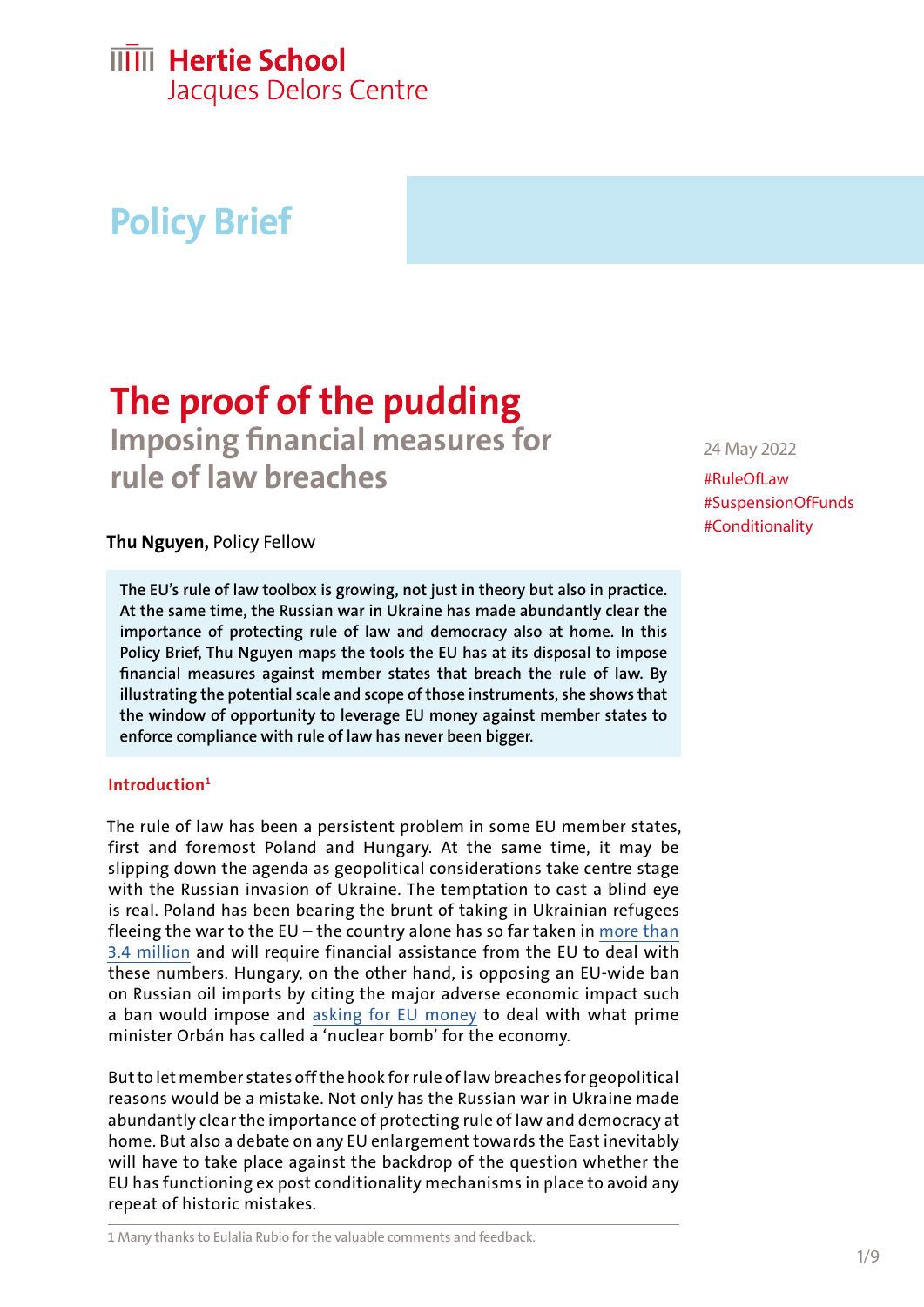Hertie School
Jacques Delors Centre

# Policy Brief

# The proof of the pudding

## Imposing financial measures for rule of law breaches

24 May 2022

#RuleOfLaw
#SuspensionOfFunds
#Conditionality

**Thu Nguyen,** Policy Fellow

**The EU's rule of law toolbox is growing, not just in theory but also in practice. At the same time, the Russian war in Ukraine has made abundantly clear the importance of protecting rule of law and democracy also at home. In this Policy Brief, Thu Nguyen maps the tools the EU has at its disposal to impose financial measures against member states that breach the rule of law. By illustrating the potential scale and scope of those instruments, she shows that the window of opportunity to leverage EU money against member states to enforce compliance with rule of law has never been bigger.**

### Introduction[1]

The rule of law has been a persistent problem in some EU member states, first and foremost Poland and Hungary. At the same time, it may be slipping down the agenda as geopolitical considerations take centre stage with the Russian invasion of Ukraine. The temptation to cast a blind eye is real. Poland has been bearing the brunt of taking in Ukrainian refugees fleeing the war to the EU – the country alone has so far taken in more than 3.4 million and will require financial assistance from the EU to deal with these numbers. Hungary, on the other hand, is opposing an EU-wide ban on Russian oil imports by citing the major adverse economic impact such a ban would impose and asking for EU money to deal with what prime minister Orbán has called a 'nuclear bomb' for the economy.

But to let member states off the hook for rule of law breaches for geopolitical reasons would be a mistake. Not only has the Russian war in Ukraine made abundantly clear the importance of protecting rule of law and democracy at home. But also a debate on any EU enlargement towards the East inevitably will have to take place against the backdrop of the question whether the EU has functioning ex post conditionality mechanisms in place to avoid any repeat of historic mistakes.

1 Many thanks to Eulalia Rubio for the valuable comments and feedback.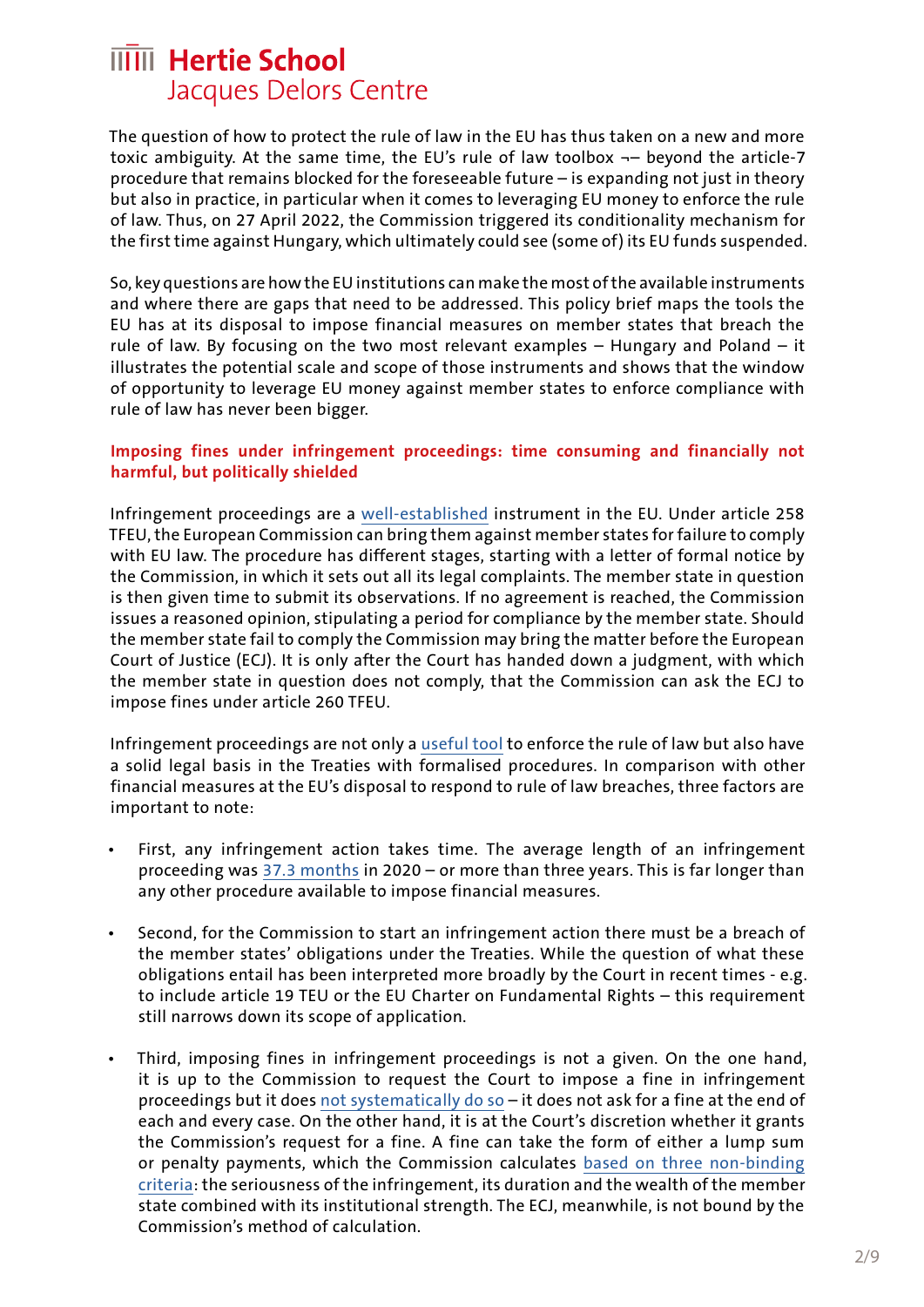The question of how to protect the rule of law in the EU has thus taken on a new and more toxic ambiguity. At the same time, the EU's rule of law toolbox ¬– beyond the article-7 procedure that remains blocked for the foreseeable future – is expanding not just in theory but also in practice, in particular when it comes to leveraging EU money to enforce the rule of law. Thus, on 27 April 2022, the Commission triggered its conditionality mechanism for the first time against Hungary, which ultimately could see (some of) its EU funds suspended.

So, key questions are how the EU institutions can make the most of the available instruments and where there are gaps that need to be addressed. This policy brief maps the tools the EU has at its disposal to impose financial measures on member states that breach the rule of law. By focusing on the two most relevant examples – Hungary and Poland – it illustrates the potential scale and scope of those instruments and shows that the window of opportunity to leverage EU money against member states to enforce compliance with rule of law has never been bigger.

## Imposing fines under infringement proceedings: time consuming and financially not harmful, but politically shielded

Infringement proceedings are a well-established instrument in the EU. Under article 258 TFEU, the European Commission can bring them against member states for failure to comply with EU law. The procedure has different stages, starting with a letter of formal notice by the Commission, in which it sets out all its legal complaints. The member state in question is then given time to submit its observations. If no agreement is reached, the Commission issues a reasoned opinion, stipulating a period for compliance by the member state. Should the member state fail to comply the Commission may bring the matter before the European Court of Justice (ECJ). It is only after the Court has handed down a judgment, with which the member state in question does not comply, that the Commission can ask the ECJ to impose fines under article 260 TFEU.

Infringement proceedings are not only a useful tool to enforce the rule of law but also have a solid legal basis in the Treaties with formalised procedures. In comparison with other financial measures at the EU's disposal to respond to rule of law breaches, three factors are important to note:

- First, any infringement action takes time. The average length of an infringement proceeding was 37.3 months in 2020 – or more than three years. This is far longer than any other procedure available to impose financial measures.
- Second, for the Commission to start an infringement action there must be a breach of the member states' obligations under the Treaties. While the question of what these obligations entail has been interpreted more broadly by the Court in recent times - e.g. to include article 19 TEU or the EU Charter on Fundamental Rights – this requirement still narrows down its scope of application.
- Third, imposing fines in infringement proceedings is not a given. On the one hand, it is up to the Commission to request the Court to impose a fine in infringement proceedings but it does not systematically do so – it does not ask for a fine at the end of each and every case. On the other hand, it is at the Court's discretion whether it grants the Commission's request for a fine. A fine can take the form of either a lump sum or penalty payments, which the Commission calculates based on three non-binding criteria: the seriousness of the infringement, its duration and the wealth of the member state combined with its institutional strength. The ECJ, meanwhile, is not bound by the Commission's method of calculation.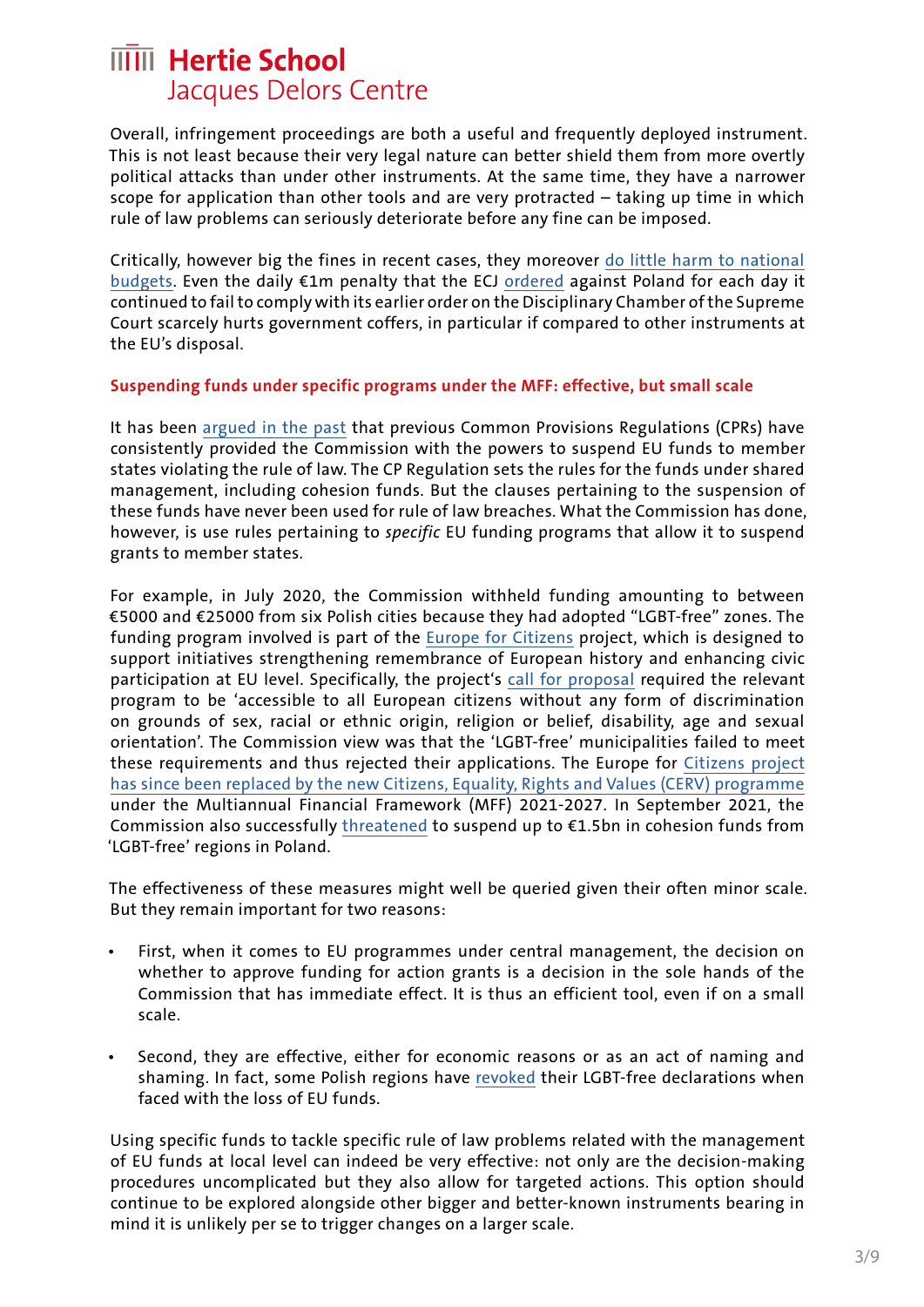Overall, infringement proceedings are both a useful and frequently deployed instrument. This is not least because their very legal nature can better shield them from more overtly political attacks than under other instruments. At the same time, they have a narrower scope for application than other tools and are very protracted – taking up time in which rule of law problems can seriously deteriorate before any fine can be imposed.

Critically, however big the fines in recent cases, they moreover do little harm to national budgets. Even the daily €1m penalty that the ECJ ordered against Poland for each day it continued to fail to comply with its earlier order on the Disciplinary Chamber of the Supreme Court scarcely hurts government coffers, in particular if compared to other instruments at the EU's disposal.

### Suspending funds under specific programs under the MFF: effective, but small scale

It has been argued in the past that previous Common Provisions Regulations (CPRs) have consistently provided the Commission with the powers to suspend EU funds to member states violating the rule of law. The CP Regulation sets the rules for the funds under shared management, including cohesion funds. But the clauses pertaining to the suspension of these funds have never been used for rule of law breaches. What the Commission has done, however, is use rules pertaining to *specific* EU funding programs that allow it to suspend grants to member states.

For example, in July 2020, the Commission withheld funding amounting to between €5000 and €25000 from six Polish cities because they had adopted "LGBT-free" zones. The funding program involved is part of the Europe for Citizens project, which is designed to support initiatives strengthening remembrance of European history and enhancing civic participation at EU level. Specifically, the project's call for proposal required the relevant program to be 'accessible to all European citizens without any form of discrimination on grounds of sex, racial or ethnic origin, religion or belief, disability, age and sexual orientation'. The Commission view was that the 'LGBT-free' municipalities failed to meet these requirements and thus rejected their applications. The Europe for Citizens project has since been replaced by the new Citizens, Equality, Rights and Values (CERV) programme under the Multiannual Financial Framework (MFF) 2021-2027. In September 2021, the Commission also successfully threatened to suspend up to €1.5bn in cohesion funds from 'LGBT-free' regions in Poland.

The effectiveness of these measures might well be queried given their often minor scale. But they remain important for two reasons:

- First, when it comes to EU programmes under central management, the decision on whether to approve funding for action grants is a decision in the sole hands of the Commission that has immediate effect. It is thus an efficient tool, even if on a small scale.
- Second, they are effective, either for economic reasons or as an act of naming and shaming. In fact, some Polish regions have revoked their LGBT-free declarations when faced with the loss of EU funds.

Using specific funds to tackle specific rule of law problems related with the management of EU funds at local level can indeed be very effective: not only are the decision-making procedures uncomplicated but they also allow for targeted actions. This option should continue to be explored alongside other bigger and better-known instruments bearing in mind it is unlikely per se to trigger changes on a larger scale.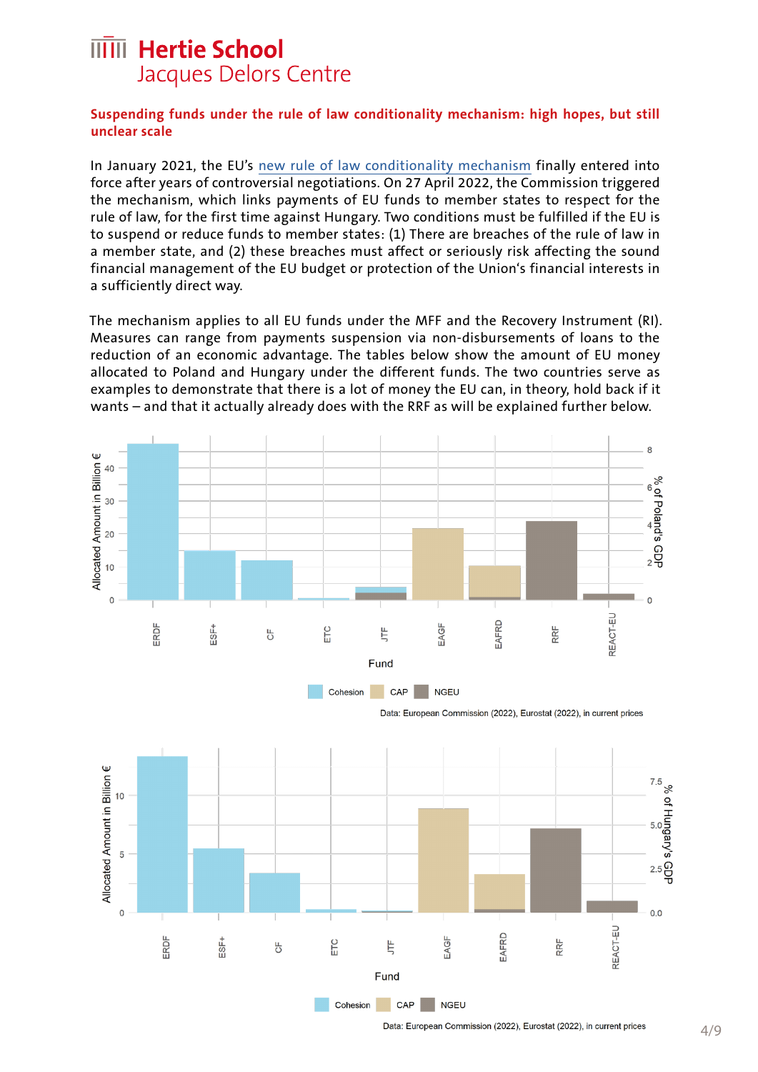# Hertie School
## Jacques Delors Centre

**Suspending funds under the rule of law conditionality mechanism: high hopes, but still unclear scale**

In January 2021, the EU's new rule of law conditionality mechanism finally entered into force after years of controversial negotiations. On 27 April 2022, the Commission triggered the mechanism, which links payments of EU funds to member states to respect for the rule of law, for the first time against Hungary. Two conditions must be fulfilled if the EU is to suspend or reduce funds to member states: (1) There are breaches of the rule of law in a member state, and (2) these breaches must affect or seriously risk affecting the sound financial management of the EU budget or protection of the Union's financial interests in a sufficiently direct way.

The mechanism applies to all EU funds under the MFF and the Recovery Instrument (RI). Measures can range from payments suspension via non-disbursements of loans to the reduction of an economic advantage. The tables below show the amount of EU money allocated to Poland and Hungary under the different funds. The two countries serve as examples to demonstrate that there is a lot of money the EU can, in theory, hold back if it wants – and that it actually already does with the RRF as will be explained further below.

Data: European Commission (2022), Eurostat (2022), in current prices

Data: European Commission (2022), Eurostat (2022), in current prices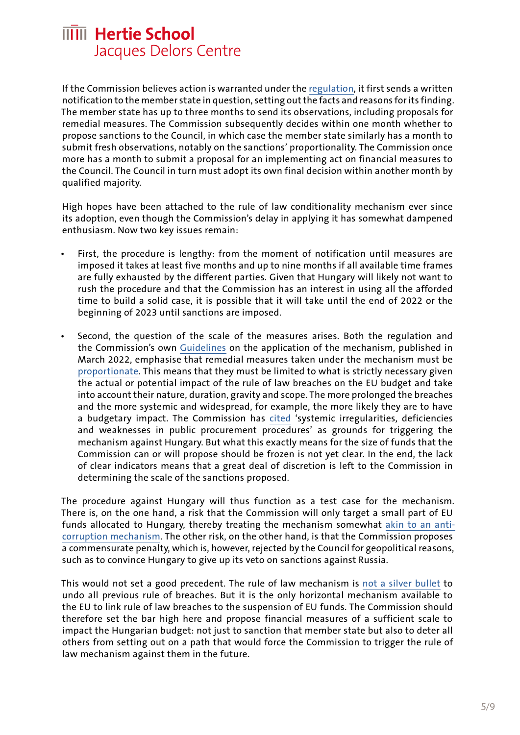If the Commission believes action is warranted under the regulation, it first sends a written notification to the member state in question, setting out the facts and reasons for its finding. The member state has up to three months to send its observations, including proposals for remedial measures. The Commission subsequently decides within one month whether to propose sanctions to the Council, in which case the member state similarly has a month to submit fresh observations, notably on the sanctions' proportionality. The Commission once more has a month to submit a proposal for an implementing act on financial measures to the Council. The Council in turn must adopt its own final decision within another month by qualified majority.

High hopes have been attached to the rule of law conditionality mechanism ever since its adoption, even though the Commission's delay in applying it has somewhat dampened enthusiasm. Now two key issues remain:

- First, the procedure is lengthy: from the moment of notification until measures are imposed it takes at least five months and up to nine months if all available time frames are fully exhausted by the different parties. Given that Hungary will likely not want to rush the procedure and that the Commission has an interest in using all the afforded time to build a solid case, it is possible that it will take until the end of 2022 or the beginning of 2023 until sanctions are imposed.

- Second, the question of the scale of the measures arises. Both the regulation and the Commission's own Guidelines on the application of the mechanism, published in March 2022, emphasise that remedial measures taken under the mechanism must be proportionate. This means that they must be limited to what is strictly necessary given the actual or potential impact of the rule of law breaches on the EU budget and take into account their nature, duration, gravity and scope. The more prolonged the breaches and the more systemic and widespread, for example, the more likely they are to have a budgetary impact. The Commission has cited 'systemic irregularities, deficiencies and weaknesses in public procurement procedures' as grounds for triggering the mechanism against Hungary. But what this exactly means for the size of funds that the Commission can or will propose should be frozen is not yet clear. In the end, the lack of clear indicators means that a great deal of discretion is left to the Commission in determining the scale of the sanctions proposed.

The procedure against Hungary will thus function as a test case for the mechanism. There is, on the one hand, a risk that the Commission will only target a small part of EU funds allocated to Hungary, thereby treating the mechanism somewhat akin to an anti-corruption mechanism. The other risk, on the other hand, is that the Commission proposes a commensurate penalty, which is, however, rejected by the Council for geopolitical reasons, such as to convince Hungary to give up its veto on sanctions against Russia.

This would not set a good precedent. The rule of law mechanism is not a silver bullet to undo all previous rule of breaches. But it is the only horizontal mechanism available to the EU to link rule of law breaches to the suspension of EU funds. The Commission should therefore set the bar high here and propose financial measures of a sufficient scale to impact the Hungarian budget: not just to sanction that member state but also to deter all others from setting out on a path that would force the Commission to trigger the rule of law mechanism against them in the future.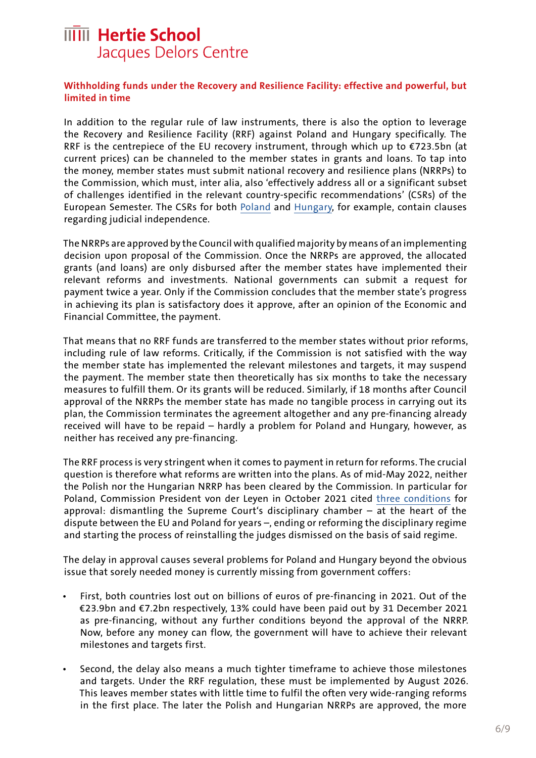## Withholding funds under the Recovery and Resilience Facility: effective and powerful, but limited in time

In addition to the regular rule of law instruments, there is also the option to leverage the Recovery and Resilience Facility (RRF) against Poland and Hungary specifically. The RRF is the centrepiece of the EU recovery instrument, through which up to €723.5bn (at current prices) can be channeled to the member states in grants and loans. To tap into the money, member states must submit national recovery and resilience plans (NRRPs) to the Commission, which must, inter alia, also 'effectively address all or a significant subset of challenges identified in the relevant country-specific recommendations' (CSRs) of the European Semester. The CSRs for both Poland and Hungary, for example, contain clauses regarding judicial independence.

The NRRPs are approved by the Council with qualified majority by means of an implementing decision upon proposal of the Commission. Once the NRRPs are approved, the allocated grants (and loans) are only disbursed after the member states have implemented their relevant reforms and investments. National governments can submit a request for payment twice a year. Only if the Commission concludes that the member state's progress in achieving its plan is satisfactory does it approve, after an opinion of the Economic and Financial Committee, the payment.

That means that no RRF funds are transferred to the member states without prior reforms, including rule of law reforms. Critically, if the Commission is not satisfied with the way the member state has implemented the relevant milestones and targets, it may suspend the payment. The member state then theoretically has six months to take the necessary measures to fulfill them. Or its grants will be reduced. Similarly, if 18 months after Council approval of the NRRPs the member state has made no tangible process in carrying out its plan, the Commission terminates the agreement altogether and any pre-financing already received will have to be repaid – hardly a problem for Poland and Hungary, however, as neither has received any pre-financing.

The RRF process is very stringent when it comes to payment in return for reforms. The crucial question is therefore what reforms are written into the plans. As of mid-May 2022, neither the Polish nor the Hungarian NRRP has been cleared by the Commission. In particular for Poland, Commission President von der Leyen in October 2021 cited three conditions for approval: dismantling the Supreme Court's disciplinary chamber – at the heart of the dispute between the EU and Poland for years –, ending or reforming the disciplinary regime and starting the process of reinstalling the judges dismissed on the basis of said regime.

The delay in approval causes several problems for Poland and Hungary beyond the obvious issue that sorely needed money is currently missing from government coffers:

- First, both countries lost out on billions of euros of pre-financing in 2021. Out of the €23.9bn and €7.2bn respectively, 13% could have been paid out by 31 December 2021 as pre-financing, without any further conditions beyond the approval of the NRRP. Now, before any money can flow, the government will have to achieve their relevant milestones and targets first.

- Second, the delay also means a much tighter timeframe to achieve those milestones and targets. Under the RRF regulation, these must be implemented by August 2026. This leaves member states with little time to fulfil the often very wide-ranging reforms in the first place. The later the Polish and Hungarian NRRPs are approved, the more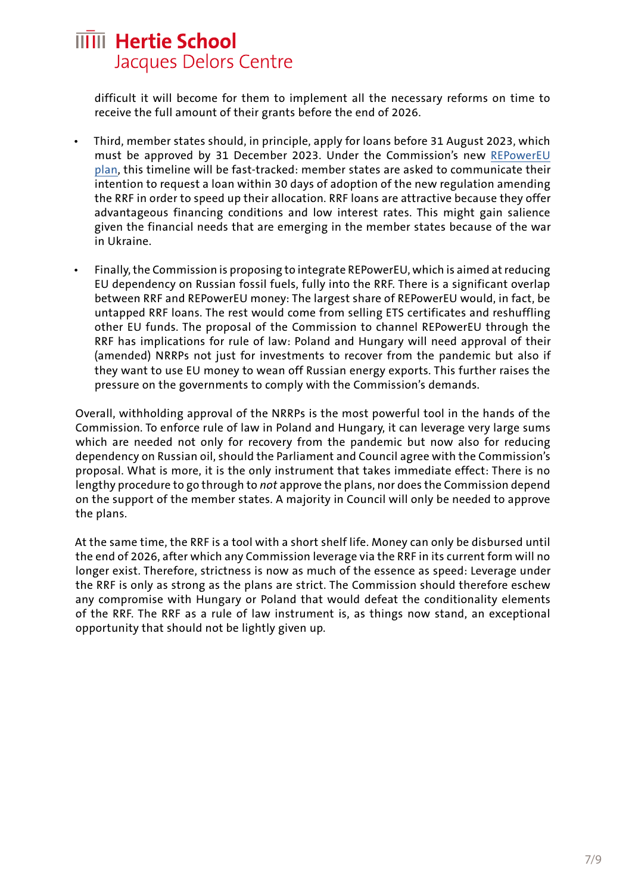difficult it will become for them to implement all the necessary reforms on time to receive the full amount of their grants before the end of 2026.

- Third, member states should, in principle, apply for loans before 31 August 2023, which must be approved by 31 December 2023. Under the Commission's new [REPowerEU plan](), this timeline will be fast-tracked: member states are asked to communicate their intention to request a loan within 30 days of adoption of the new regulation amending the RRF in order to speed up their allocation. RRF loans are attractive because they offer advantageous financing conditions and low interest rates. This might gain salience given the financial needs that are emerging in the member states because of the war in Ukraine.

- Finally, the Commission is proposing to integrate REPowerEU, which is aimed at reducing EU dependency on Russian fossil fuels, fully into the RRF. There is a significant overlap between RRF and REPowerEU money: The largest share of REPowerEU would, in fact, be untapped RRF loans. The rest would come from selling ETS certificates and reshuffling other EU funds. The proposal of the Commission to channel REPowerEU through the RRF has implications for rule of law: Poland and Hungary will need approval of their (amended) NRRPs not just for investments to recover from the pandemic but also if they want to use EU money to wean off Russian energy exports. This further raises the pressure on the governments to comply with the Commission's demands.

Overall, withholding approval of the NRRPs is the most powerful tool in the hands of the Commission. To enforce rule of law in Poland and Hungary, it can leverage very large sums which are needed not only for recovery from the pandemic but now also for reducing dependency on Russian oil, should the Parliament and Council agree with the Commission's proposal. What is more, it is the only instrument that takes immediate effect: There is no lengthy procedure to go through to *not* approve the plans, nor does the Commission depend on the support of the member states. A majority in Council will only be needed to approve the plans.

At the same time, the RRF is a tool with a short shelf life. Money can only be disbursed until the end of 2026, after which any Commission leverage via the RRF in its current form will no longer exist. Therefore, strictness is now as much of the essence as speed: Leverage under the RRF is only as strong as the plans are strict. The Commission should therefore eschew any compromise with Hungary or Poland that would defeat the conditionality elements of the RRF. The RRF as a rule of law instrument is, as things now stand, an exceptional opportunity that should not be lightly given up.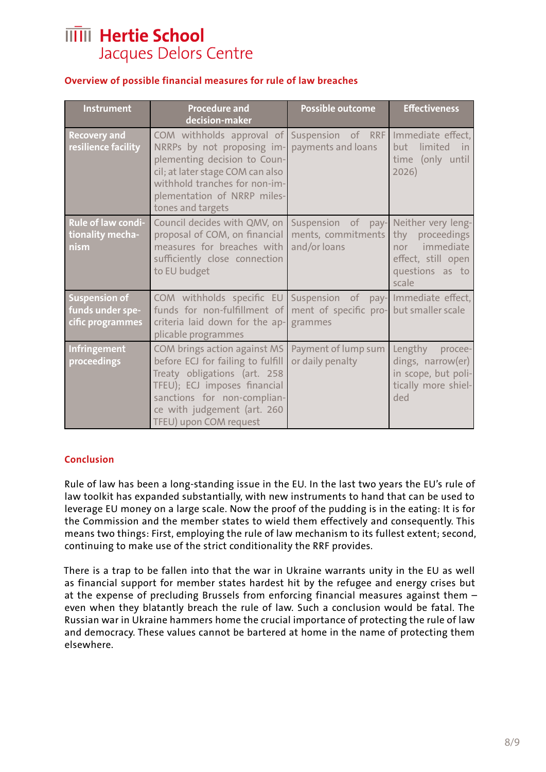### Overview of possible financial measures for rule of law breaches

| Instrument | Procedure and decision-maker | Possible outcome | Effectiveness |
|---|---|---|---|
| Recovery and resilience facility | COM withholds approval of NRRPs by not proposing implementing decision to Council; at later stage COM can also withhold tranches for non-implementation of NRRP milestones and targets | Suspension of RRF payments and loans | Immediate effect, but limited in time (only until 2026) |
| Rule of law conditionality mechanism | Council decides with QMV, on proposal of COM, on financial measures for breaches with sufficiently close connection to EU budget | Suspension of payments, commitments and/or loans | Neither very lengthy proceedings nor immediate effect, still open questions as to scale |
| Suspension of funds under specific programmes | COM withholds specific EU funds for non-fulfillment of criteria laid down for the applicable programmes | Suspension of payment of specific programmes | Immediate effect, but smaller scale |
| Infringement proceedings | COM brings action against MS before ECJ for failing to fulfill Treaty obligations (art. 258 TFEU); ECJ imposes financial sanctions for non-compliance with judgement (art. 260 TFEU) upon COM request | Payment of lump sum or daily penalty | Lengthy proceedings, narrow(er) in scope, but politically more shielded |

### Conclusion

Rule of law has been a long-standing issue in the EU. In the last two years the EU's rule of law toolkit has expanded substantially, with new instruments to hand that can be used to leverage EU money on a large scale. Now the proof of the pudding is in the eating: It is for the Commission and the member states to wield them effectively and consequently. This means two things: First, employing the rule of law mechanism to its fullest extent; second, continuing to make use of the strict conditionality the RRF provides.

There is a trap to be fallen into that the war in Ukraine warrants unity in the EU as well as financial support for member states hardest hit by the refugee and energy crises but at the expense of precluding Brussels from enforcing financial measures against them – even when they blatantly breach the rule of law. Such a conclusion would be fatal. The Russian war in Ukraine hammers home the crucial importance of protecting the rule of law and democracy. These values cannot be bartered at home in the name of protecting them elsewhere.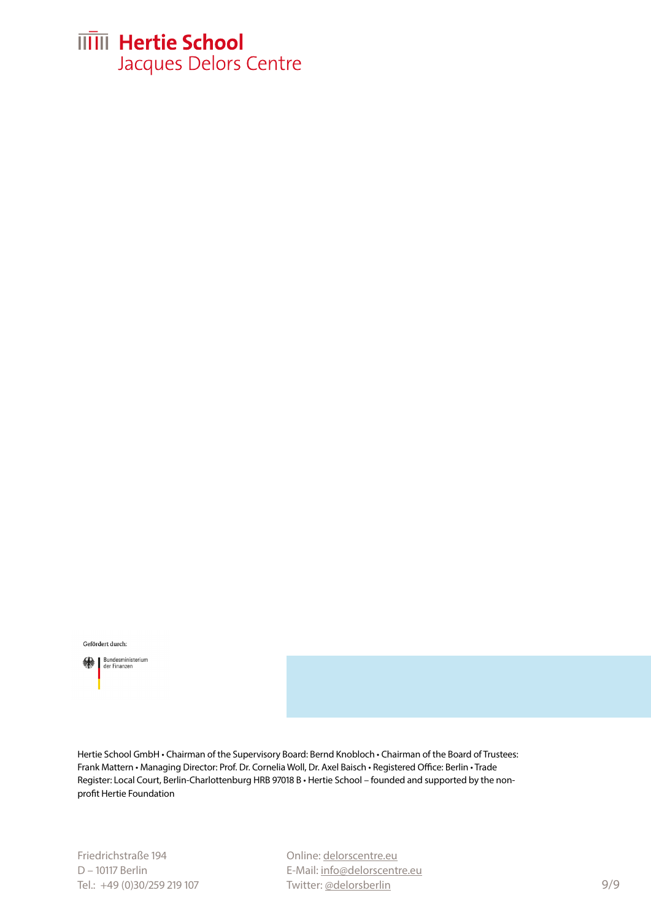# Hertie School
Jacques Delors Centre

Gefördert durch:

Bundesministerium der Finanzen

Hertie School GmbH • Chairman of the Supervisory Board: Bernd Knobloch • Chairman of the Board of Trustees: Frank Mattern • Managing Director: Prof. Dr. Cornelia Woll, Dr. Axel Baisch • Registered Office: Berlin • Trade Register: Local Court, Berlin-Charlottenburg HRB 97018 B • Hertie School – founded and supported by the non-profit Hertie Foundation

Friedrichstraße 194
D – 10117 Berlin
Tel.: +49 (0)30/259 219 107

Online: delorscentre.eu
E-Mail: info@delorscentre.eu
Twitter: @delorsberlin